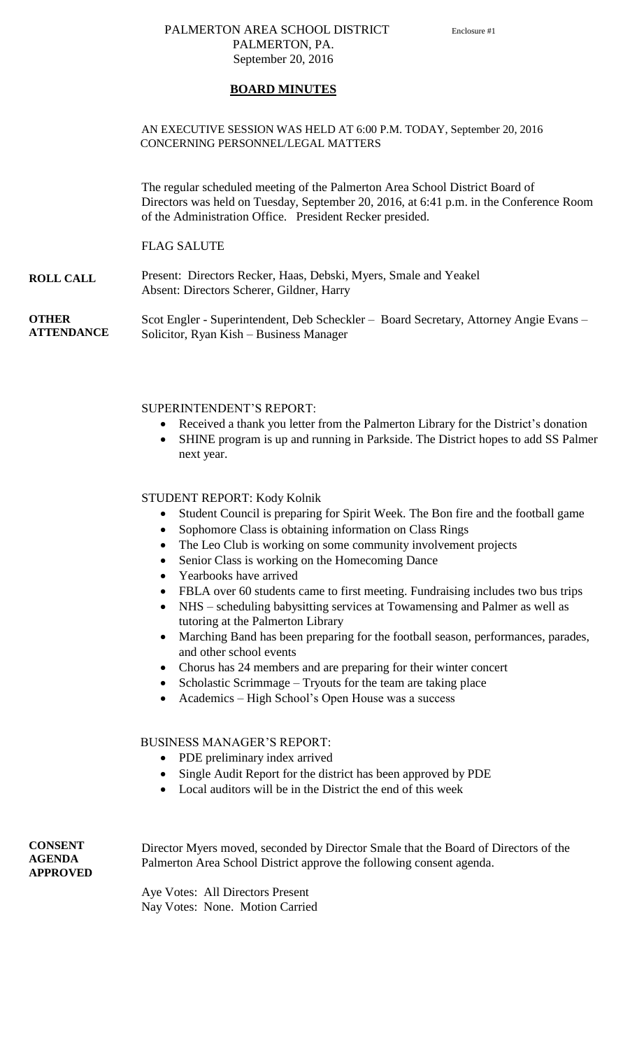PALMERTON AREA SCHOOL DISTRICT
PALMERTON, PA.
September 20, 2016

Enclosure #1

## BOARD MINUTES

AN EXECUTIVE SESSION WAS HELD AT 6:00 P.M. TODAY, September 20, 2016 CONCERNING PERSONNEL/LEGAL MATTERS

The regular scheduled meeting of the Palmerton Area School District Board of Directors was held on Tuesday, September 20, 2016, at 6:41 p.m. in the Conference Room of the Administration Office. President Recker presided.

FLAG SALUTE

**ROLL CALL**

Present: Directors Recker, Haas, Debski, Myers, Smale and Yeakel
Absent: Directors Scherer, Gildner, Harry

**OTHER ATTENDANCE**

Scot Engler - Superintendent, Deb Scheckler – Board Secretary, Attorney Angie Evans – Solicitor, Ryan Kish – Business Manager

SUPERINTENDENT'S REPORT:

- Received a thank you letter from the Palmerton Library for the District's donation
- SHINE program is up and running in Parkside. The District hopes to add SS Palmer next year.

STUDENT REPORT: Kody Kolnik

- Student Council is preparing for Spirit Week. The Bon fire and the football game
- Sophomore Class is obtaining information on Class Rings
- The Leo Club is working on some community involvement projects
- Senior Class is working on the Homecoming Dance
- Yearbooks have arrived
- FBLA over 60 students came to first meeting. Fundraising includes two bus trips
- NHS – scheduling babysitting services at Towamensing and Palmer as well as tutoring at the Palmerton Library
- Marching Band has been preparing for the football season, performances, parades, and other school events
- Chorus has 24 members and are preparing for their winter concert
- Scholastic Scrimmage – Tryouts for the team are taking place
- Academics – High School's Open House was a success

BUSINESS MANAGER'S REPORT:

- PDE preliminary index arrived
- Single Audit Report for the district has been approved by PDE
- Local auditors will be in the District the end of this week

**CONSENT AGENDA APPROVED**

Director Myers moved, seconded by Director Smale that the Board of Directors of the Palmerton Area School District approve the following consent agenda.

Aye Votes: All Directors Present
Nay Votes: None. Motion Carried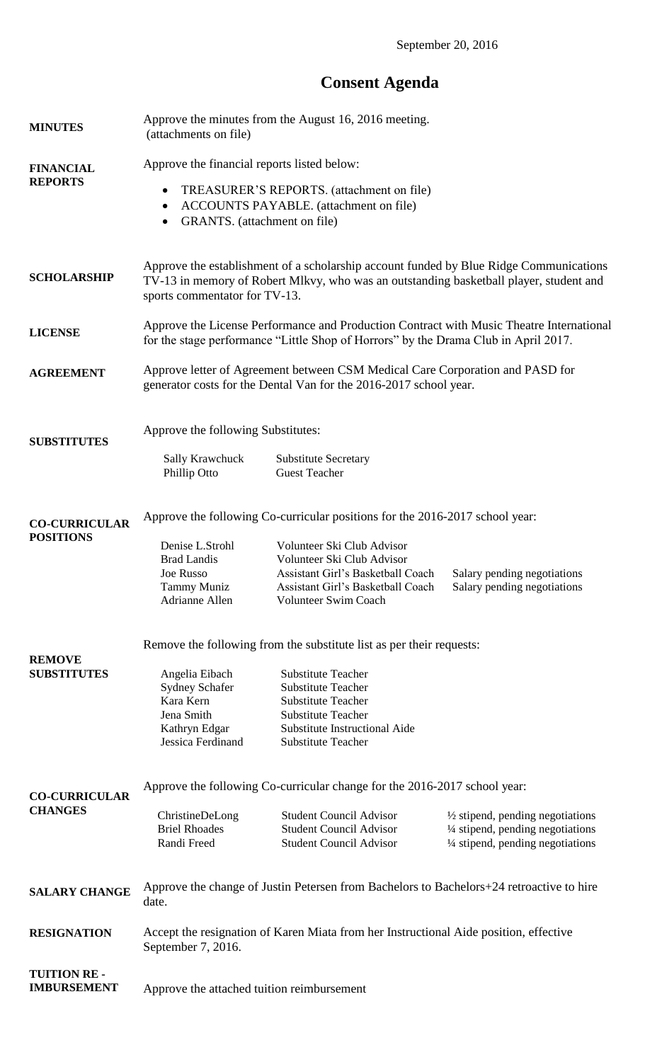September 20, 2016

# Consent Agenda

**MINUTES**

Approve the minutes from the August 16, 2016 meeting. (attachments on file)

**FINANCIAL REPORTS**

Approve the financial reports listed below:

- TREASURER'S REPORTS. (attachment on file)
- ACCOUNTS PAYABLE. (attachment on file)
- GRANTS. (attachment on file)

**SCHOLARSHIP**

Approve the establishment of a scholarship account funded by Blue Ridge Communications TV-13 in memory of Robert Mlkvy, who was an outstanding basketball player, student and sports commentator for TV-13.

**LICENSE**

Approve the License Performance and Production Contract with Music Theatre International for the stage performance "Little Shop of Horrors" by the Drama Club in April 2017.

**AGREEMENT**

Approve letter of Agreement between CSM Medical Care Corporation and PASD for generator costs for the Dental Van for the 2016-2017 school year.

**SUBSTITUTES**

Approve the following Substitutes:

| | |
|---|---|
| Sally Krawchuck | Substitute Secretary |
| Phillip Otto | Guest Teacher |

**CO-CURRICULAR POSITIONS**

Approve the following Co-curricular positions for the 2016-2017 school year:

| | | |
|---|---|---|
| Denise L.Strohl | Volunteer Ski Club Advisor | |
| Brad Landis | Volunteer Ski Club Advisor | |
| Joe Russo | Assistant Girl's Basketball Coach | Salary pending negotiations |
| Tammy Muniz | Assistant Girl's Basketball Coach | Salary pending negotiations |
| Adrianne Allen | Volunteer Swim Coach | |

**REMOVE SUBSTITUTES**

Remove the following from the substitute list as per their requests:

| | |
|---|---|
| Angelia Eibach | Substitute Teacher |
| Sydney Schafer | Substitute Teacher |
| Kara Kern | Substitute Teacher |
| Jena Smith | Substitute Teacher |
| Kathryn Edgar | Substitute Instructional Aide |
| Jessica Ferdinand | Substitute Teacher |

**CO-CURRICULAR CHANGES**

Approve the following Co-curricular change for the 2016-2017 school year:

| | | |
|---|---|---|
| ChristineDeLong | Student Council Advisor | ½ stipend, pending negotiations |
| Briel Rhoades | Student Council Advisor | ¼ stipend, pending negotiations |
| Randi Freed | Student Council Advisor | ¼ stipend, pending negotiations |

**SALARY CHANGE**

Approve the change of Justin Petersen from Bachelors to Bachelors+24 retroactive to hire date.

**RESIGNATION**

Accept the resignation of Karen Miata from her Instructional Aide position, effective September 7, 2016.

**TUITION RE - IMBURSEMENT**

Approve the attached tuition reimbursement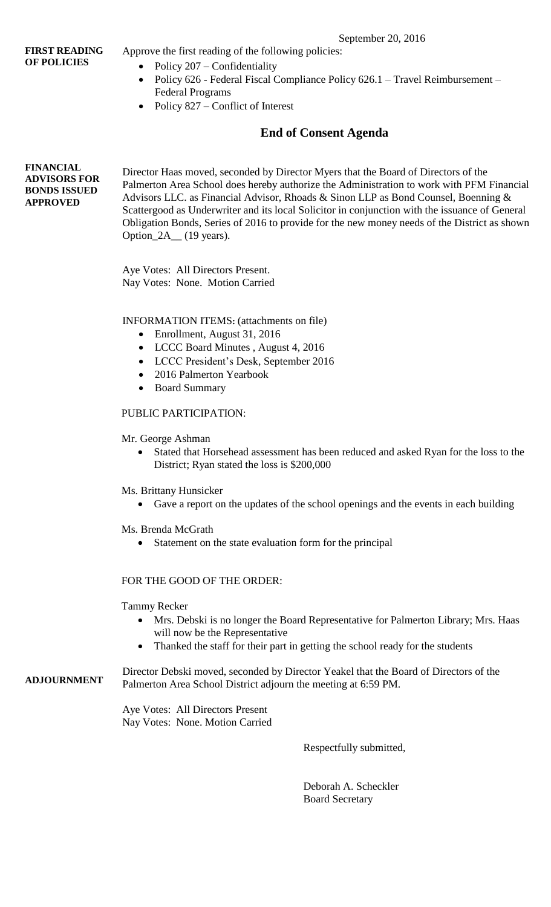September 20, 2016

**FIRST READING OF POLICIES**

Approve the first reading of the following policies:

- Policy 207 – Confidentiality
- Policy 626 - Federal Fiscal Compliance Policy 626.1 – Travel Reimbursement – Federal Programs
- Policy 827 – Conflict of Interest

## End of Consent Agenda

**FINANCIAL ADVISORS FOR BONDS ISSUED APPROVED**

Director Haas moved, seconded by Director Myers that the Board of Directors of the Palmerton Area School does hereby authorize the Administration to work with PFM Financial Advisors LLC. as Financial Advisor, Rhoads & Sinon LLP as Bond Counsel, Boenning & Scattergood as Underwriter and its local Solicitor in conjunction with the issuance of General Obligation Bonds, Series of 2016 to provide for the new money needs of the District as shown Option_2A__ (19 years).

Aye Votes: All Directors Present.
Nay Votes: None. Motion Carried

INFORMATION ITEMS**:** (attachments on file)

- Enrollment, August 31, 2016
- LCCC Board Minutes , August 4, 2016
- LCCC President's Desk, September 2016
- 2016 Palmerton Yearbook
- Board Summary

PUBLIC PARTICIPATION:

Mr. George Ashman

- Stated that Horsehead assessment has been reduced and asked Ryan for the loss to the District; Ryan stated the loss is $200,000

Ms. Brittany Hunsicker

- Gave a report on the updates of the school openings and the events in each building

Ms. Brenda McGrath

- Statement on the state evaluation form for the principal

FOR THE GOOD OF THE ORDER:

Tammy Recker

- Mrs. Debski is no longer the Board Representative for Palmerton Library; Mrs. Haas will now be the Representative
- Thanked the staff for their part in getting the school ready for the students

**ADJOURNMENT**

Director Debski moved, seconded by Director Yeakel that the Board of Directors of the Palmerton Area School District adjourn the meeting at 6:59 PM.

Aye Votes: All Directors Present
Nay Votes: None. Motion Carried

Respectfully submitted,

Deborah A. Scheckler
Board Secretary